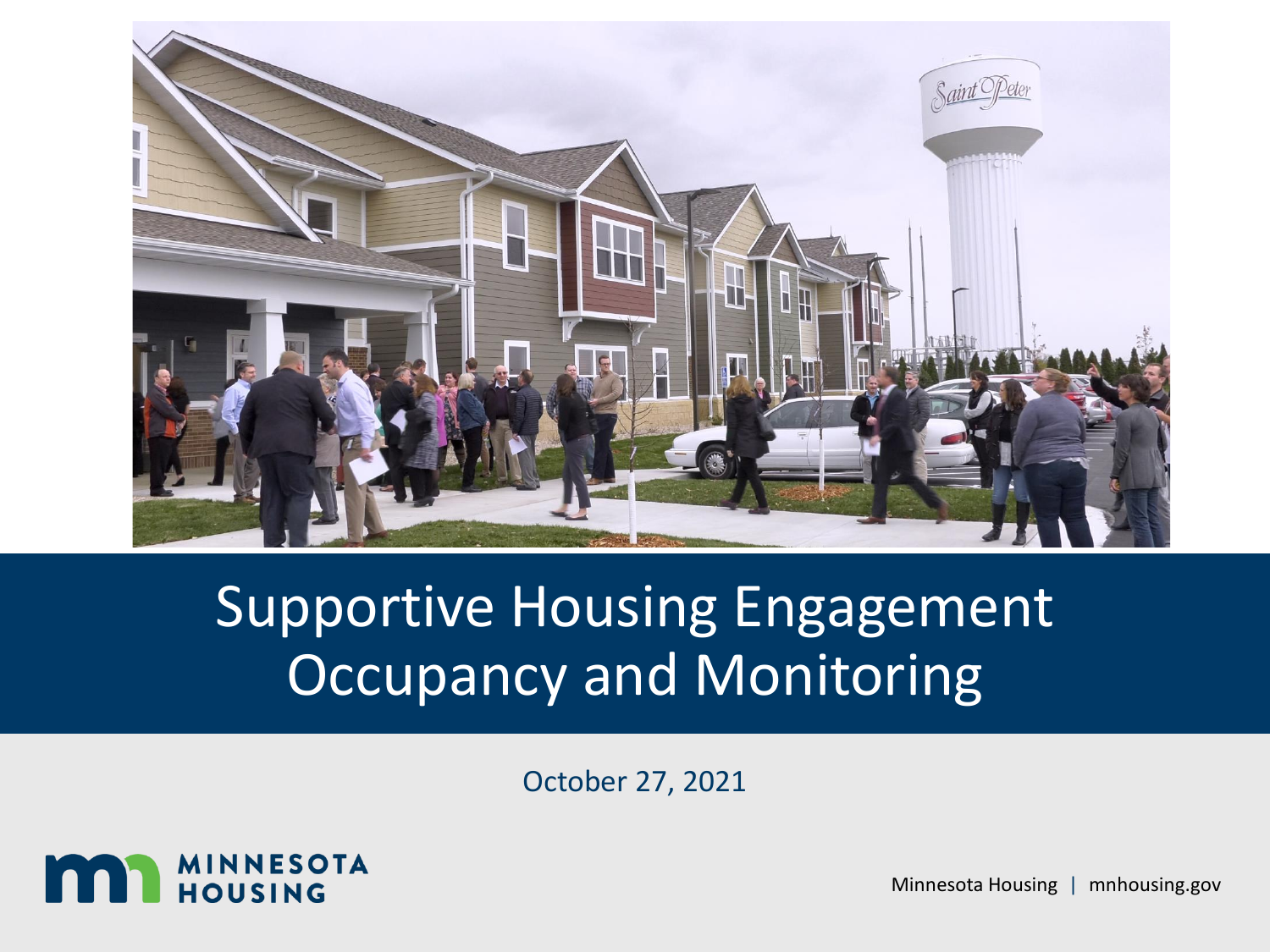# Supportive Housing Engagement Occupancy and Monitoring

October 27, 2021

MINNESOTA HOUSING

Minnesota Housing | mnhousing.gov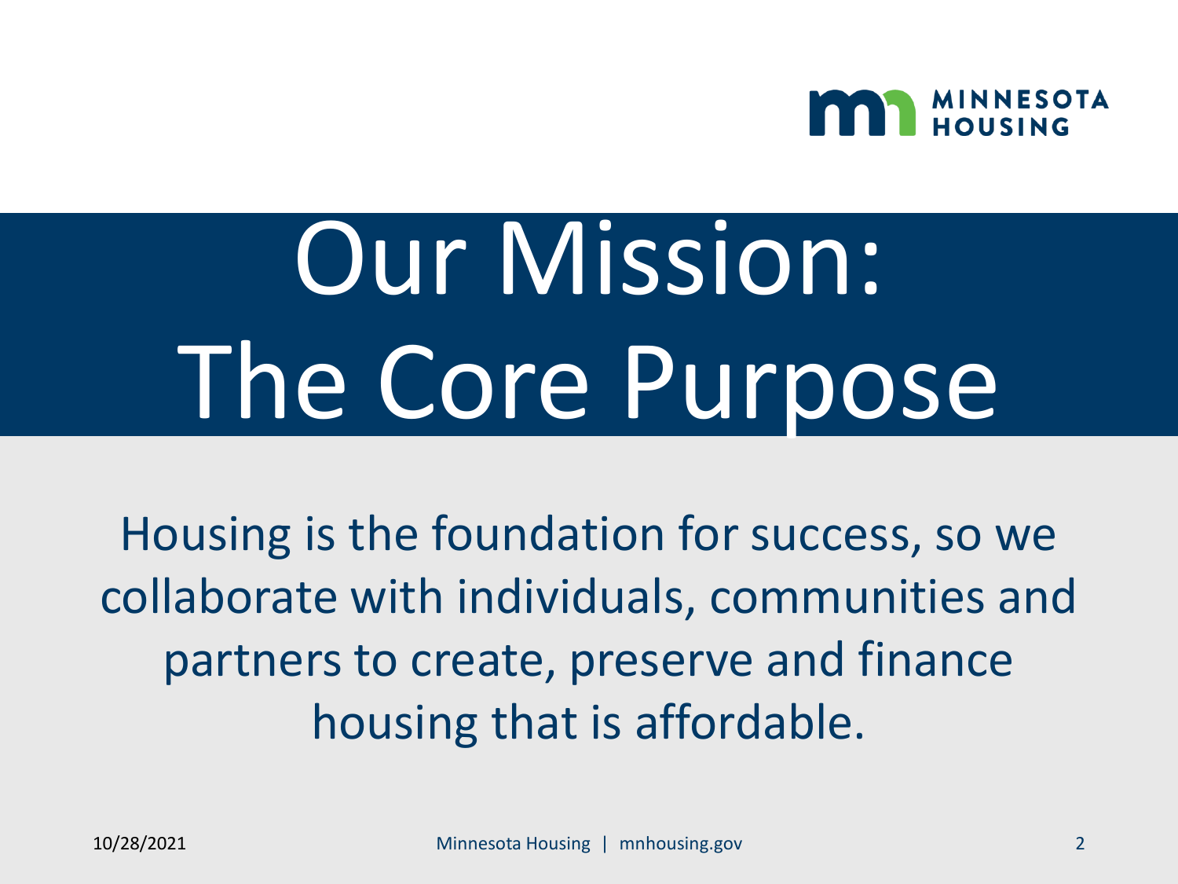# Our Mission: The Core Purpose

Housing is the foundation for success, so we collaborate with individuals, communities and partners to create, preserve and finance housing that is affordable.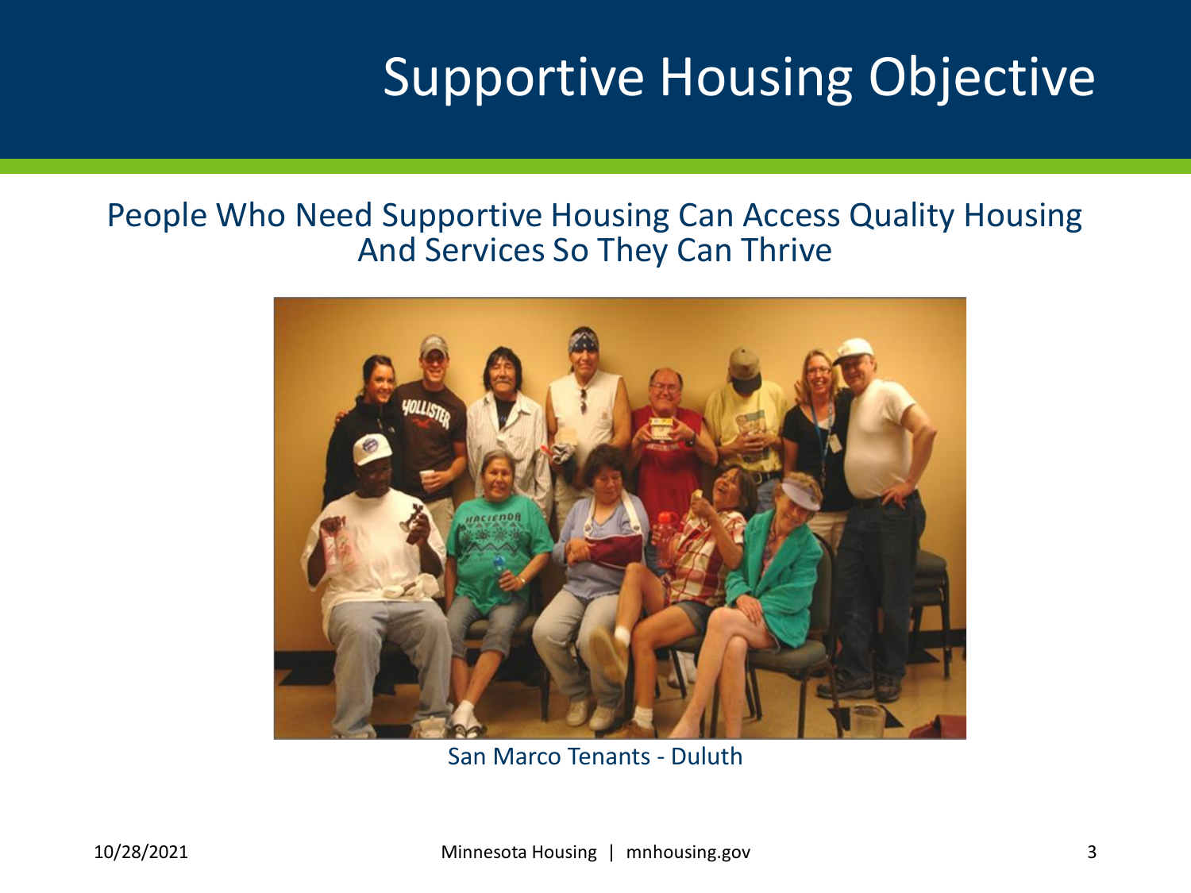# Supportive Housing Objective

People Who Need Supportive Housing Can Access Quality Housing And Services So They Can Thrive

San Marco Tenants - Duluth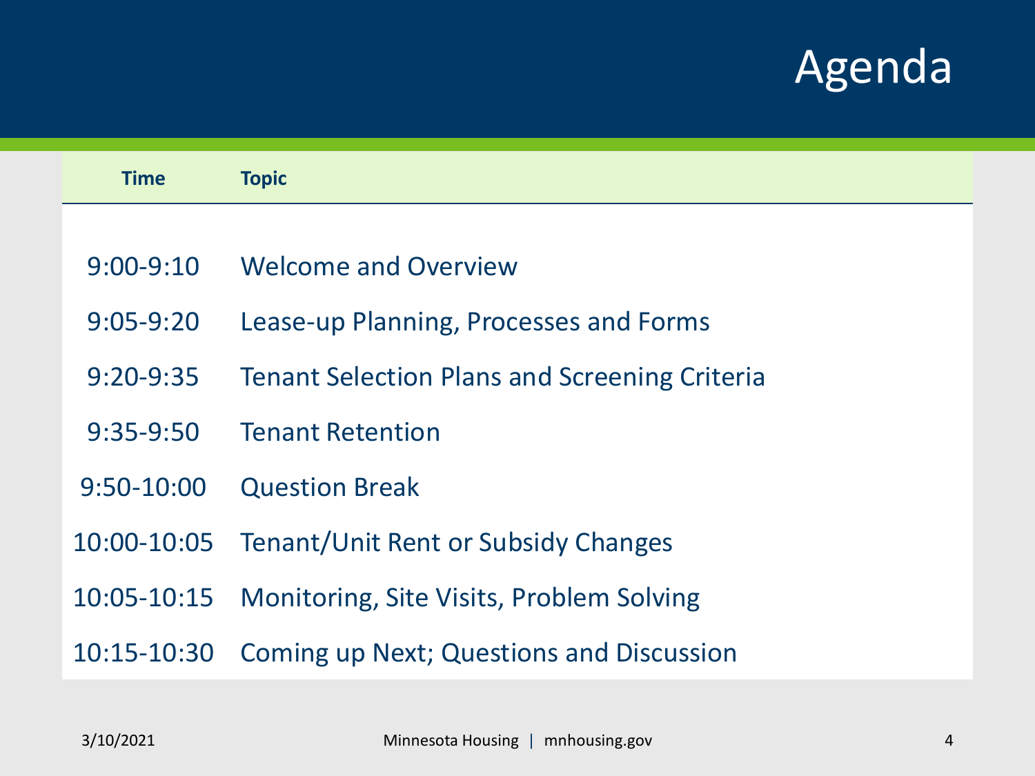# Agenda

| Time | Topic |
| --- | --- |
| 9:00-9:10 | Welcome and Overview |
| 9:05-9:20 | Lease-up Planning, Processes and Forms |
| 9:20-9:35 | Tenant Selection Plans and Screening Criteria |
| 9:35-9:50 | Tenant Retention |
| 9:50-10:00 | Question Break |
| 10:00-10:05 | Tenant/Unit Rent or Subsidy Changes |
| 10:05-10:15 | Monitoring, Site Visits, Problem Solving |
| 10:15-10:30 | Coming up Next; Questions and Discussion |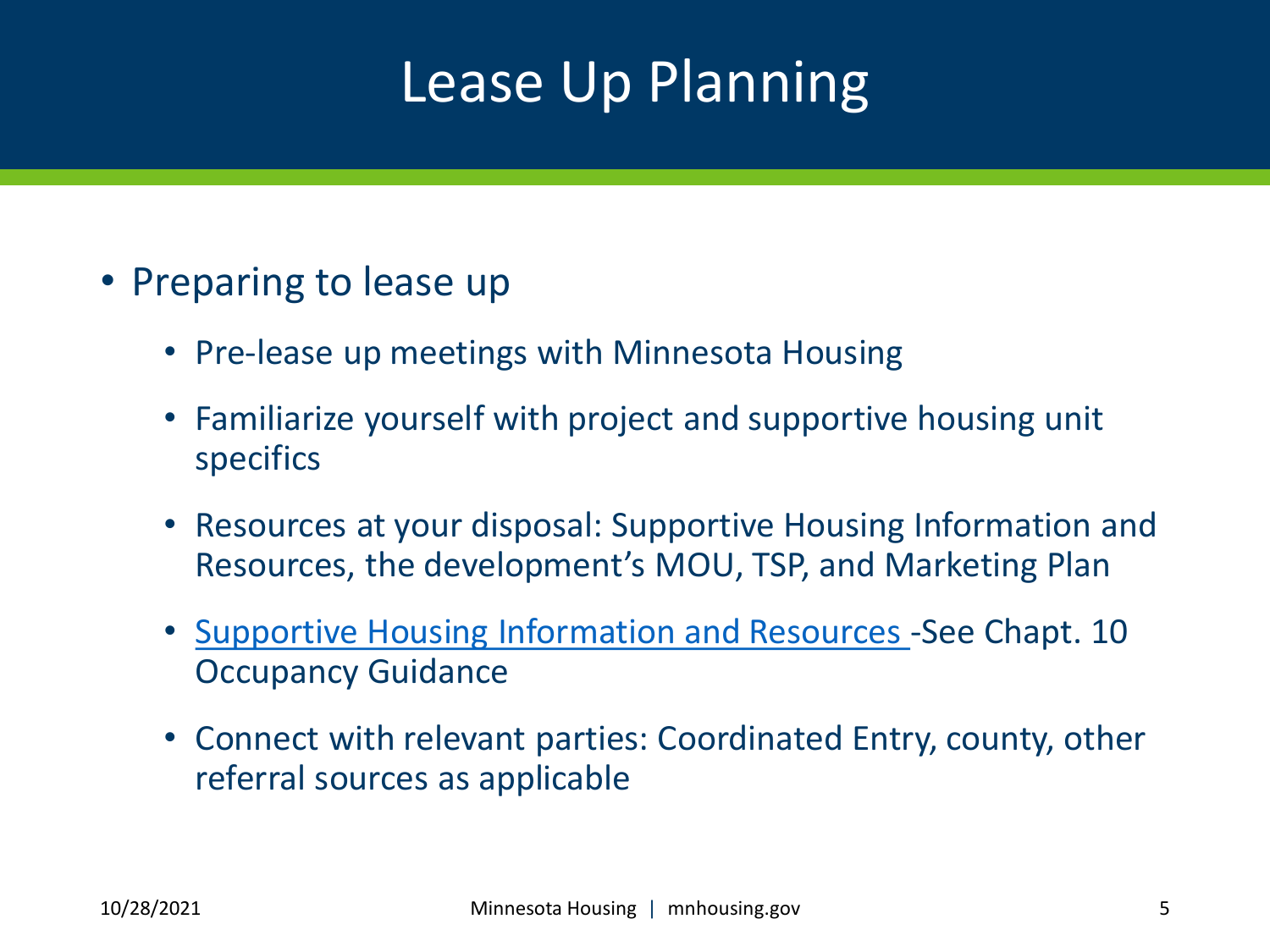# Lease Up Planning

- Preparing to lease up
  - Pre-lease up meetings with Minnesota Housing
  - Familiarize yourself with project and supportive housing unit specifics
  - Resources at your disposal: Supportive Housing Information and Resources, the development's MOU, TSP, and Marketing Plan
  - Supportive Housing Information and Resources -See Chapt. 10 Occupancy Guidance
  - Connect with relevant parties: Coordinated Entry, county, other referral sources as applicable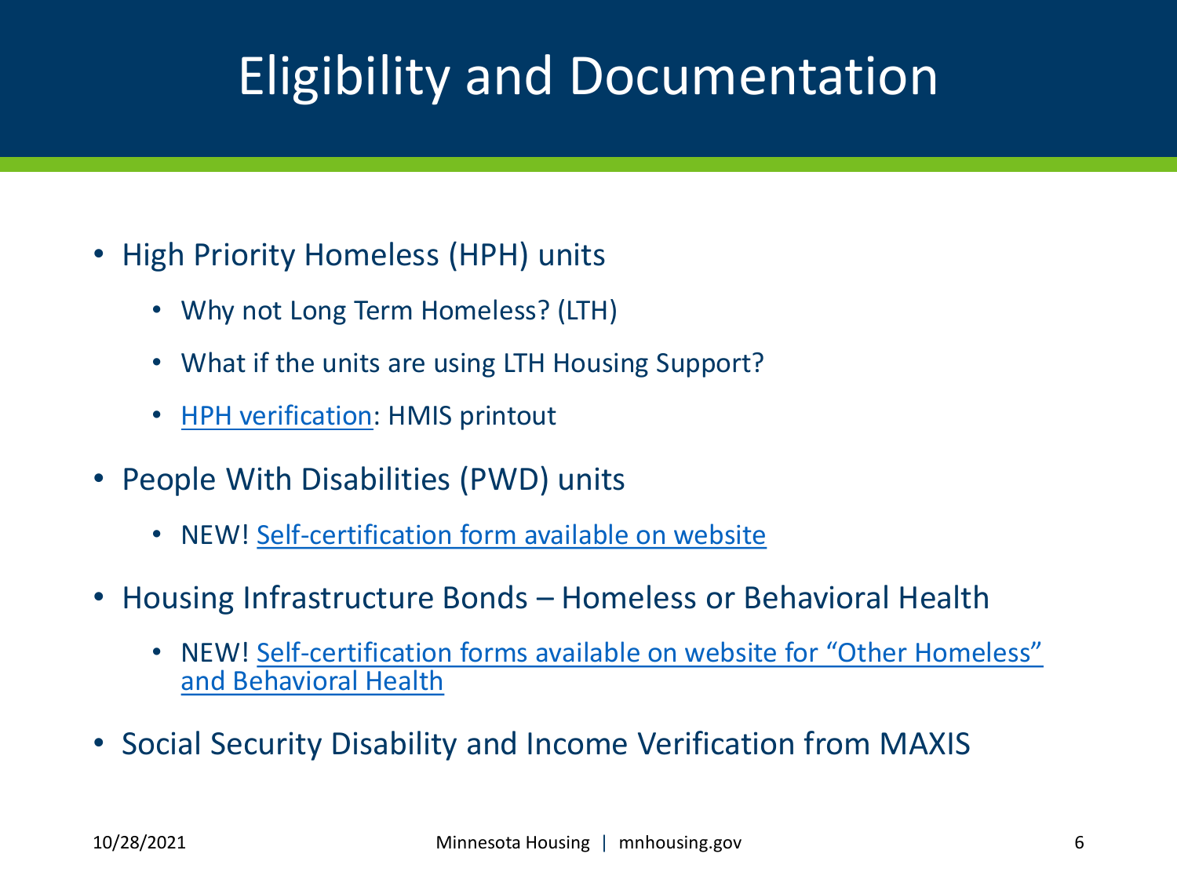# Eligibility and Documentation

- High Priority Homeless (HPH) units
  - Why not Long Term Homeless? (LTH)
  - What if the units are using LTH Housing Support?
  - HPH verification: HMIS printout
- People With Disabilities (PWD) units
  - NEW! Self-certification form available on website
- Housing Infrastructure Bonds – Homeless or Behavioral Health
  - NEW! Self-certification forms available on website for "Other Homeless" and Behavioral Health
- Social Security Disability and Income Verification from MAXIS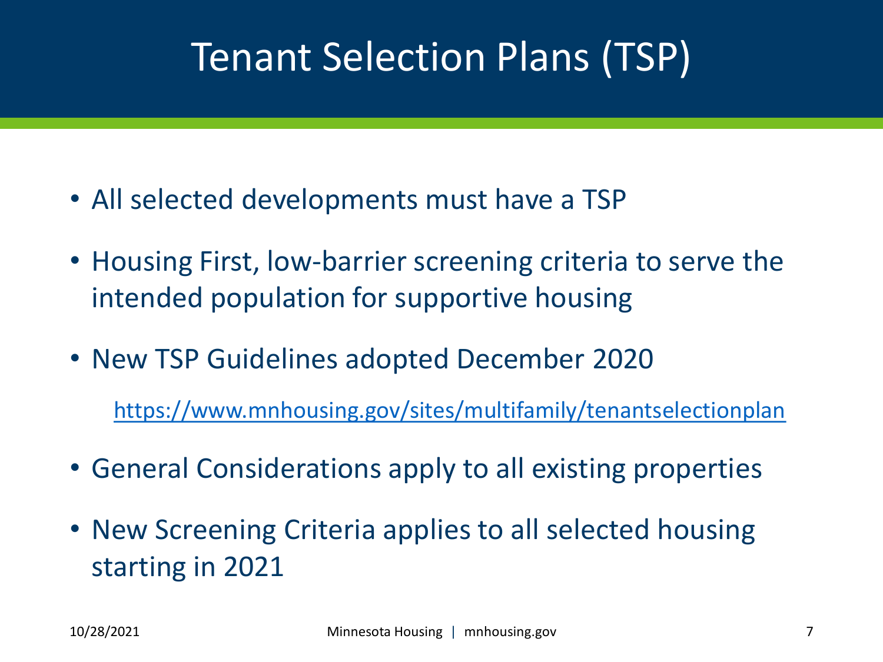# Tenant Selection Plans (TSP)

- All selected developments must have a TSP
- Housing First, low-barrier screening criteria to serve the intended population for supportive housing
- New TSP Guidelines adopted December 2020

  https://www.mnhousing.gov/sites/multifamily/tenantselectionplan

- General Considerations apply to all existing properties
- New Screening Criteria applies to all selected housing starting in 2021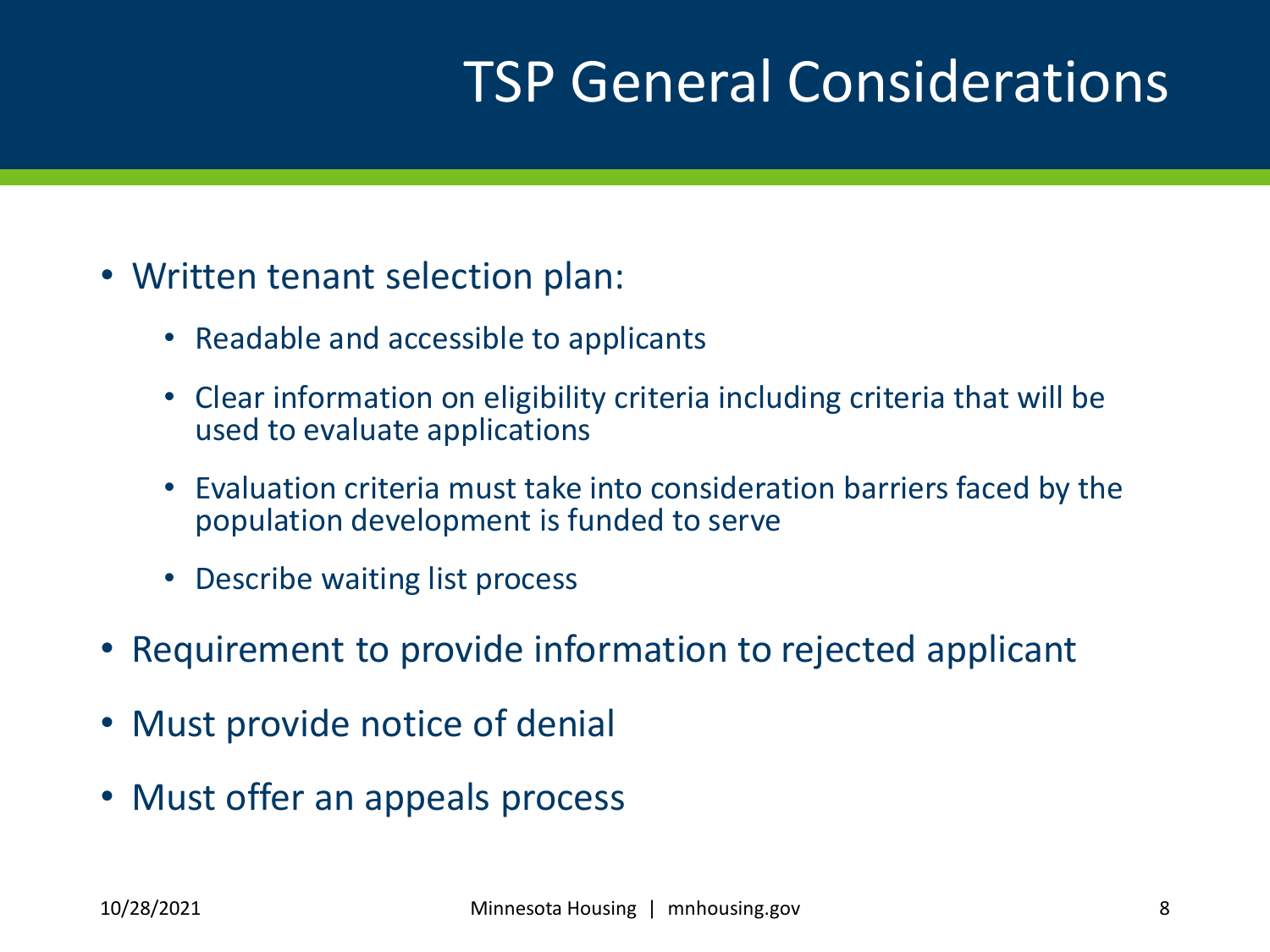# TSP General Considerations

- Written tenant selection plan:
  - Readable and accessible to applicants
  - Clear information on eligibility criteria including criteria that will be used to evaluate applications
  - Evaluation criteria must take into consideration barriers faced by the population development is funded to serve
  - Describe waiting list process
- Requirement to provide information to rejected applicant
- Must provide notice of denial
- Must offer an appeals process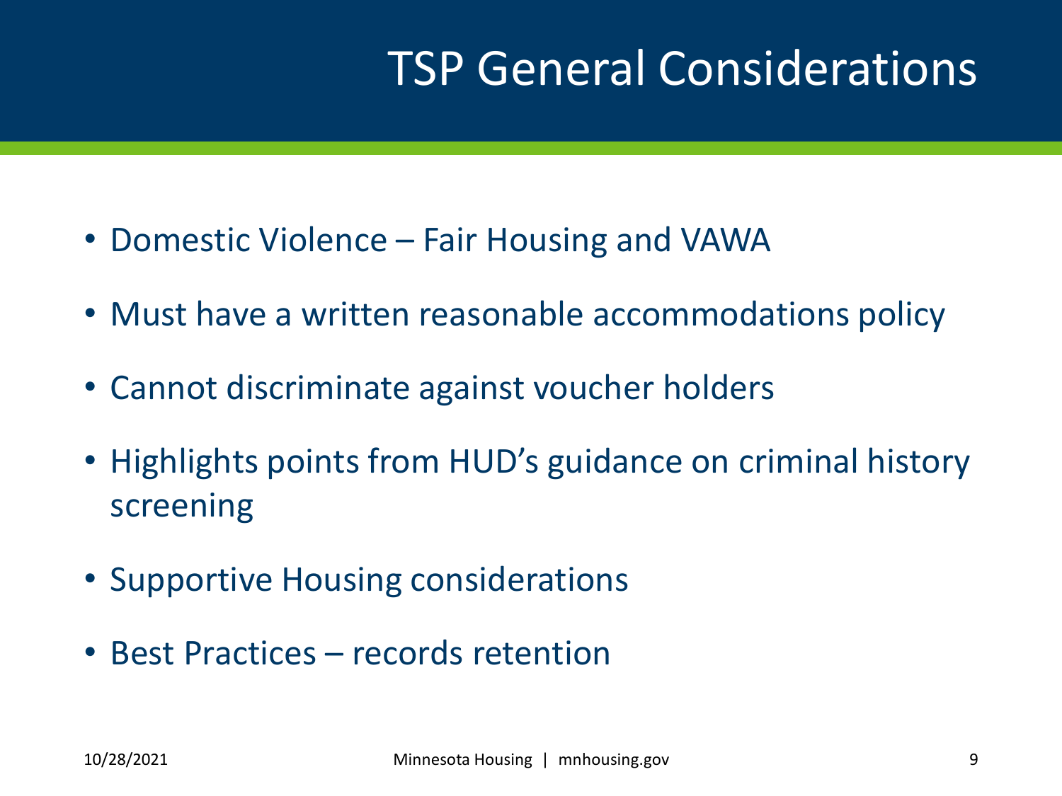# TSP General Considerations

- Domestic Violence – Fair Housing and VAWA
- Must have a written reasonable accommodations policy
- Cannot discriminate against voucher holders
- Highlights points from HUD's guidance on criminal history screening
- Supportive Housing considerations
- Best Practices – records retention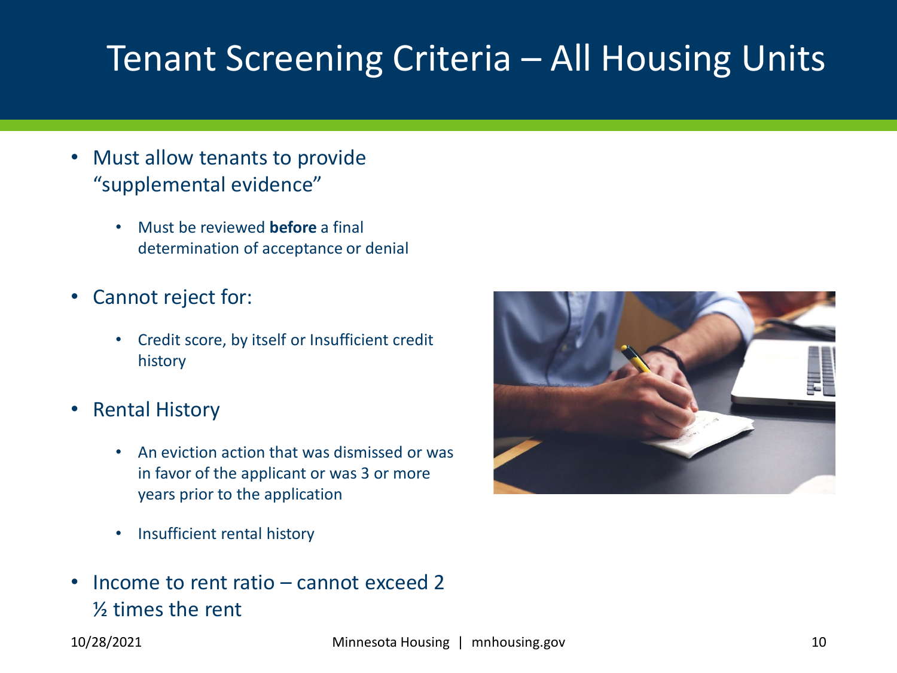# Tenant Screening Criteria – All Housing Units

- Must allow tenants to provide "supplemental evidence"
  - Must be reviewed **before** a final determination of acceptance or denial
- Cannot reject for:
  - Credit score, by itself or Insufficient credit history
- Rental History
  - An eviction action that was dismissed or was in favor of the applicant or was 3 or more years prior to the application
  - Insufficient rental history
- Income to rent ratio – cannot exceed 2 ½ times the rent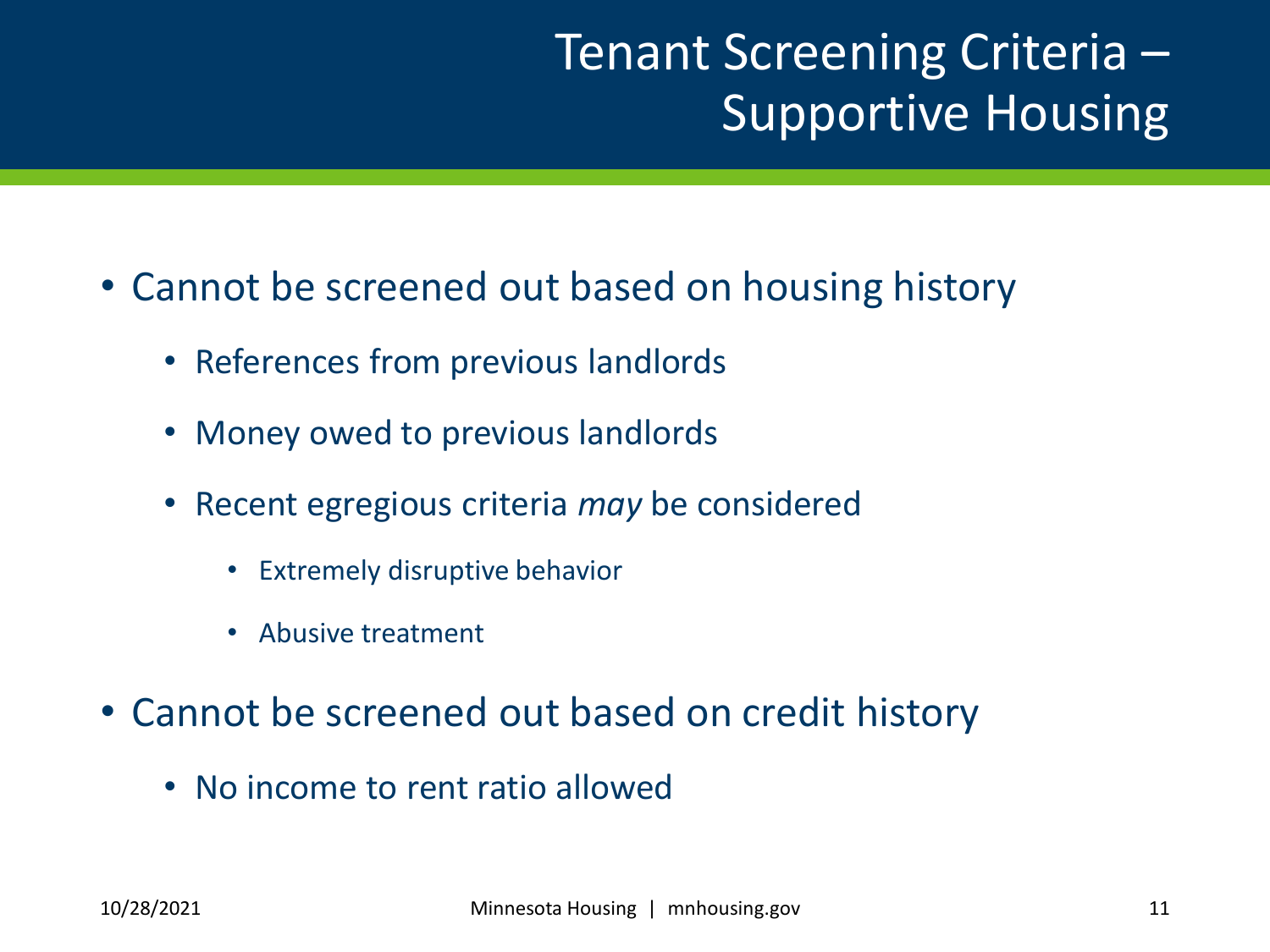# Tenant Screening Criteria – Supportive Housing

- Cannot be screened out based on housing history
  - References from previous landlords
  - Money owed to previous landlords
  - Recent egregious criteria *may* be considered
    - Extremely disruptive behavior
    - Abusive treatment
- Cannot be screened out based on credit history
  - No income to rent ratio allowed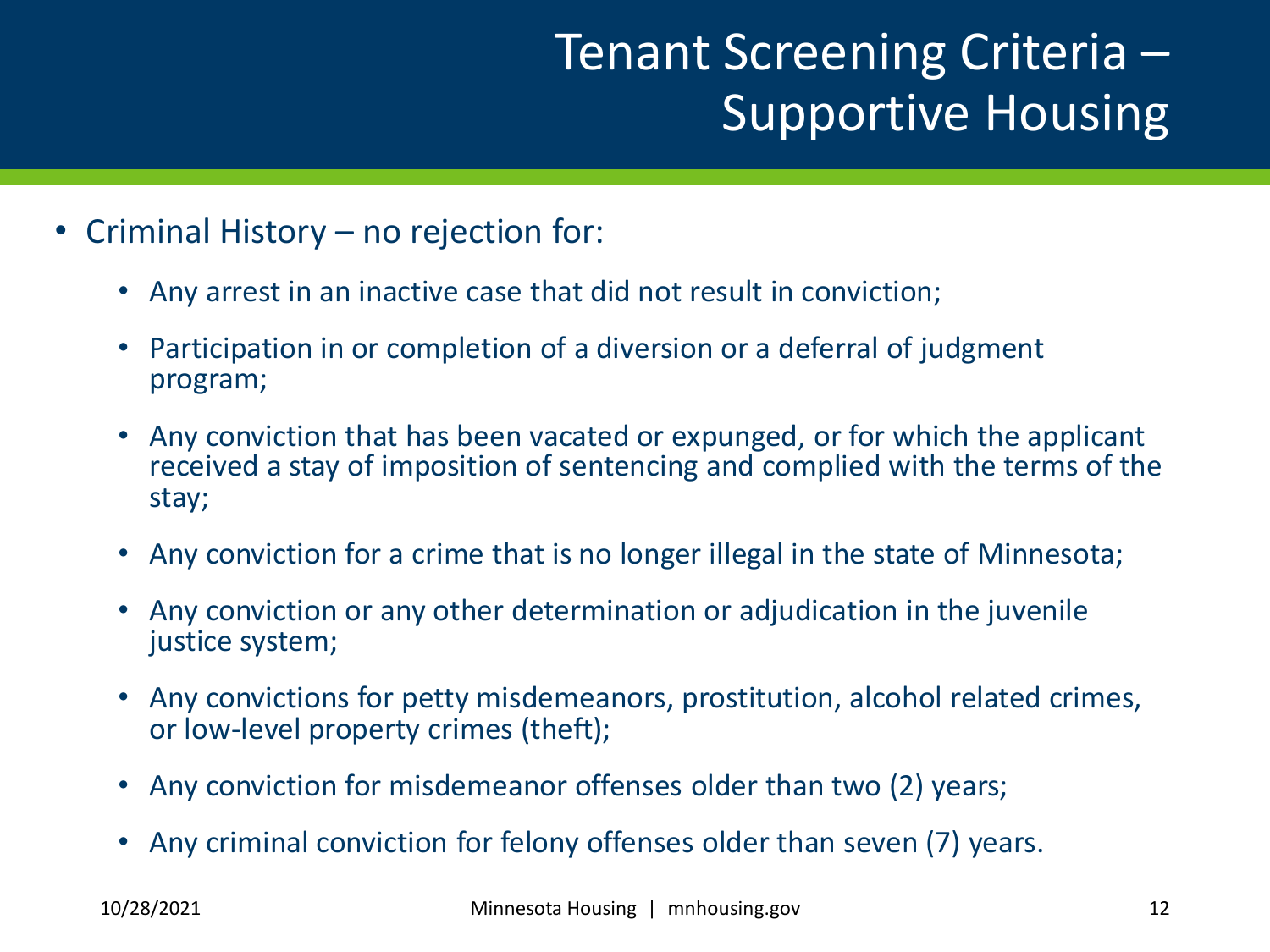# Tenant Screening Criteria – Supportive Housing

- Criminal History – no rejection for:
  - Any arrest in an inactive case that did not result in conviction;
  - Participation in or completion of a diversion or a deferral of judgment program;
  - Any conviction that has been vacated or expunged, or for which the applicant received a stay of imposition of sentencing and complied with the terms of the stay;
  - Any conviction for a crime that is no longer illegal in the state of Minnesota;
  - Any conviction or any other determination or adjudication in the juvenile justice system;
  - Any convictions for petty misdemeanors, prostitution, alcohol related crimes, or low-level property crimes (theft);
  - Any conviction for misdemeanor offenses older than two (2) years;
  - Any criminal conviction for felony offenses older than seven (7) years.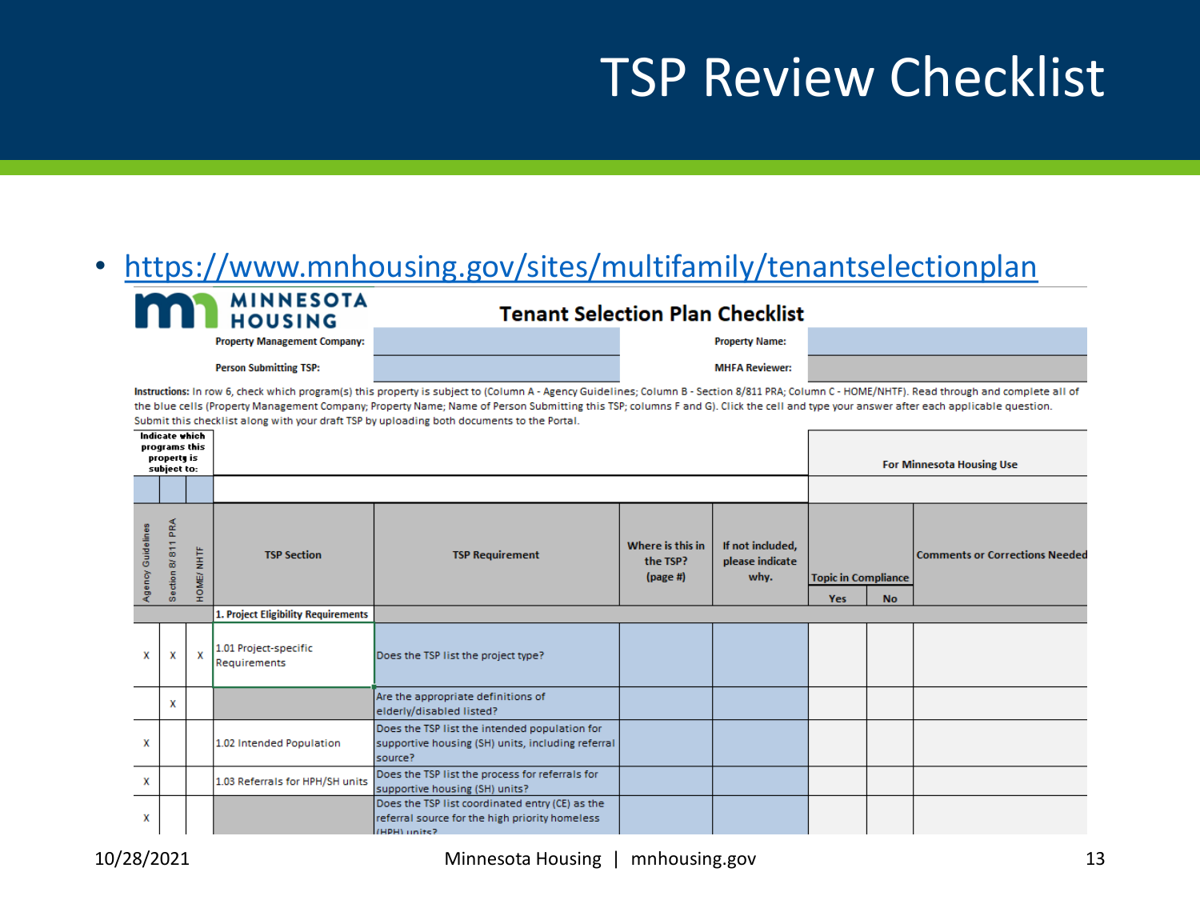# TSP Review Checklist

- https://www.mnhousing.gov/sites/multifamily/tenantselectionplan

MINNESOTA HOUSING

**Tenant Selection Plan Checklist**

**Property Management Company:**

**Property Name:**

**Person Submitting TSP:**

**MHFA Reviewer:**

**Instructions:** In row 6, check which program(s) this property is subject to (Column A - Agency Guidelines; Column B - Section 8/811 PRA; Column C - HOME/NHTF). Read through and complete all of the blue cells (Property Management Company; Property Name; Name of Person Submitting this TSP; columns F and G). Click the cell and type your answer after each applicable question. Submit this checklist along with your draft TSP by uploading both documents to the Portal.

| Indicate which programs this property is subject to: | | | | | | | For Minnesota Housing Use | | |
|---|---|---|---|---|---|---|---|---|---|
| Agency Guidelines | Section 8/ 811 PRA | HOME/ NHTF | TSP Section | TSP Requirement | Where is this in the TSP? (page #) | If not included, please indicate why. | Topic in Compliance | | Comments or Corrections Needed |
| | | | | | | | Yes | No | |
| | | | 1. Project Eligibility Requirements | | | | | | |
| X | X | X | 1.01 Project-specific Requirements | Does the TSP list the project type? | | | | | |
| | X | | | Are the appropriate definitions of elderly/disabled listed? | | | | | |
| X | | | 1.02 Intended Population | Does the TSP list the intended population for supportive housing (SH) units, including referral source? | | | | | |
| X | | | 1.03 Referrals for HPH/SH units | Does the TSP list the process for referrals for supportive housing (SH) units? | | | | | |
| X | | | | Does the TSP list coordinated entry (CE) as the referral source for the high priority homeless (HPH) units? | | | | | |

10/28/2021 Minnesota Housing | mnhousing.gov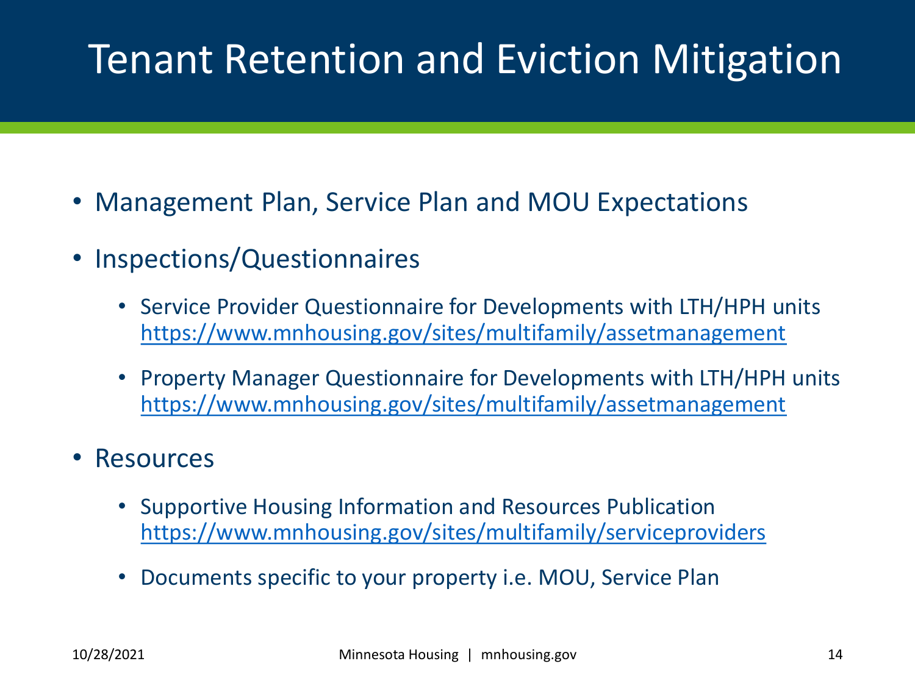# Tenant Retention and Eviction Mitigation

- Management Plan, Service Plan and MOU Expectations
- Inspections/Questionnaires
  - Service Provider Questionnaire for Developments with LTH/HPH units https://www.mnhousing.gov/sites/multifamily/assetmanagement
  - Property Manager Questionnaire for Developments with LTH/HPH units https://www.mnhousing.gov/sites/multifamily/assetmanagement
- Resources
  - Supportive Housing Information and Resources Publication https://www.mnhousing.gov/sites/multifamily/serviceproviders
  - Documents specific to your property i.e. MOU, Service Plan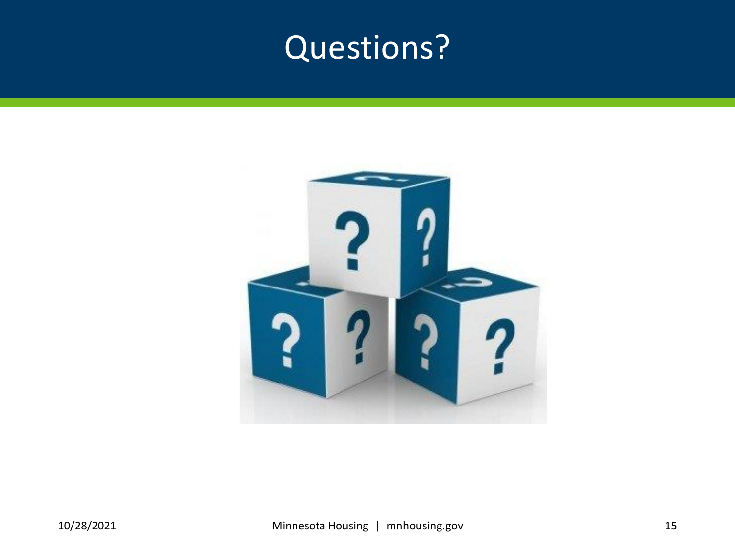# Questions?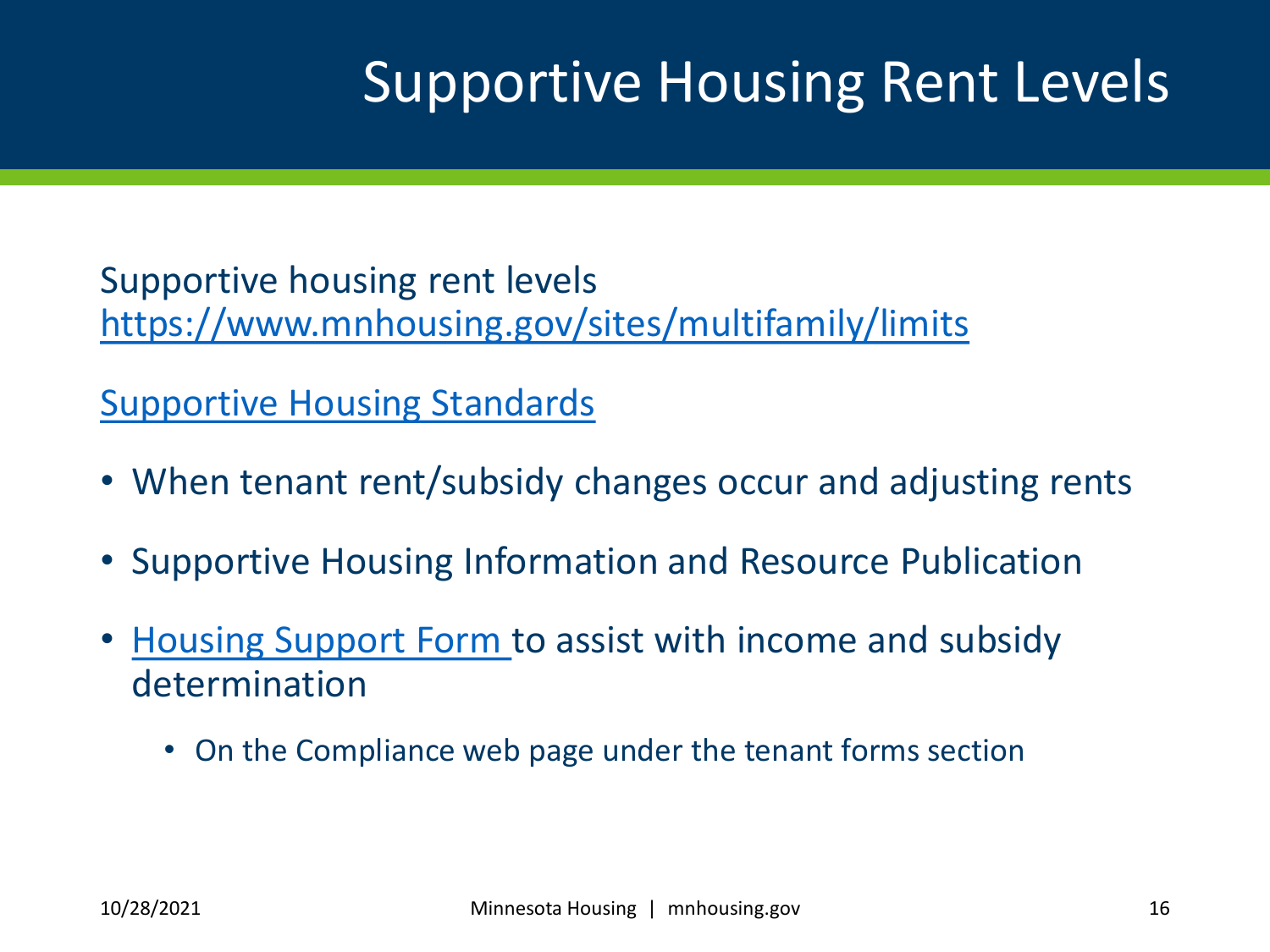# Supportive Housing Rent Levels

Supportive housing rent levels
https://www.mnhousing.gov/sites/multifamily/limits

Supportive Housing Standards

- When tenant rent/subsidy changes occur and adjusting rents
- Supportive Housing Information and Resource Publication
- Housing Support Form to assist with income and subsidy determination
  - On the Compliance web page under the tenant forms section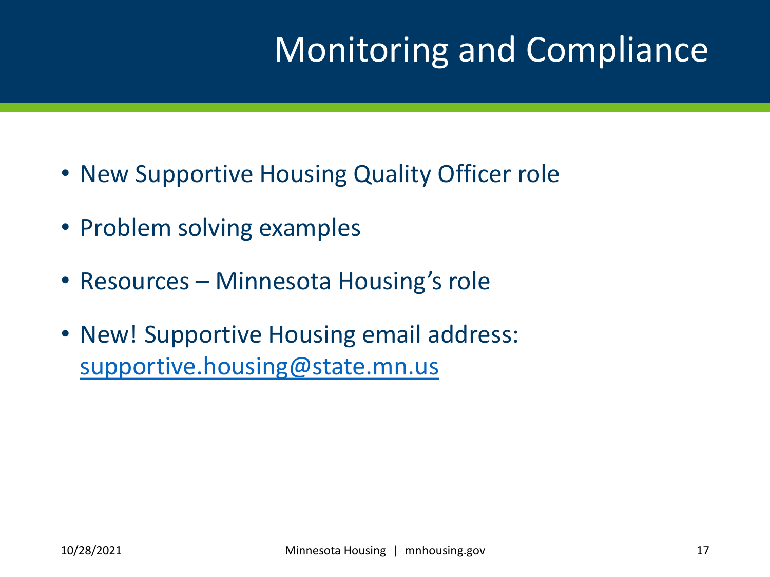# Monitoring and Compliance

- New Supportive Housing Quality Officer role
- Problem solving examples
- Resources – Minnesota Housing's role
- New! Supportive Housing email address: supportive.housing@state.mn.us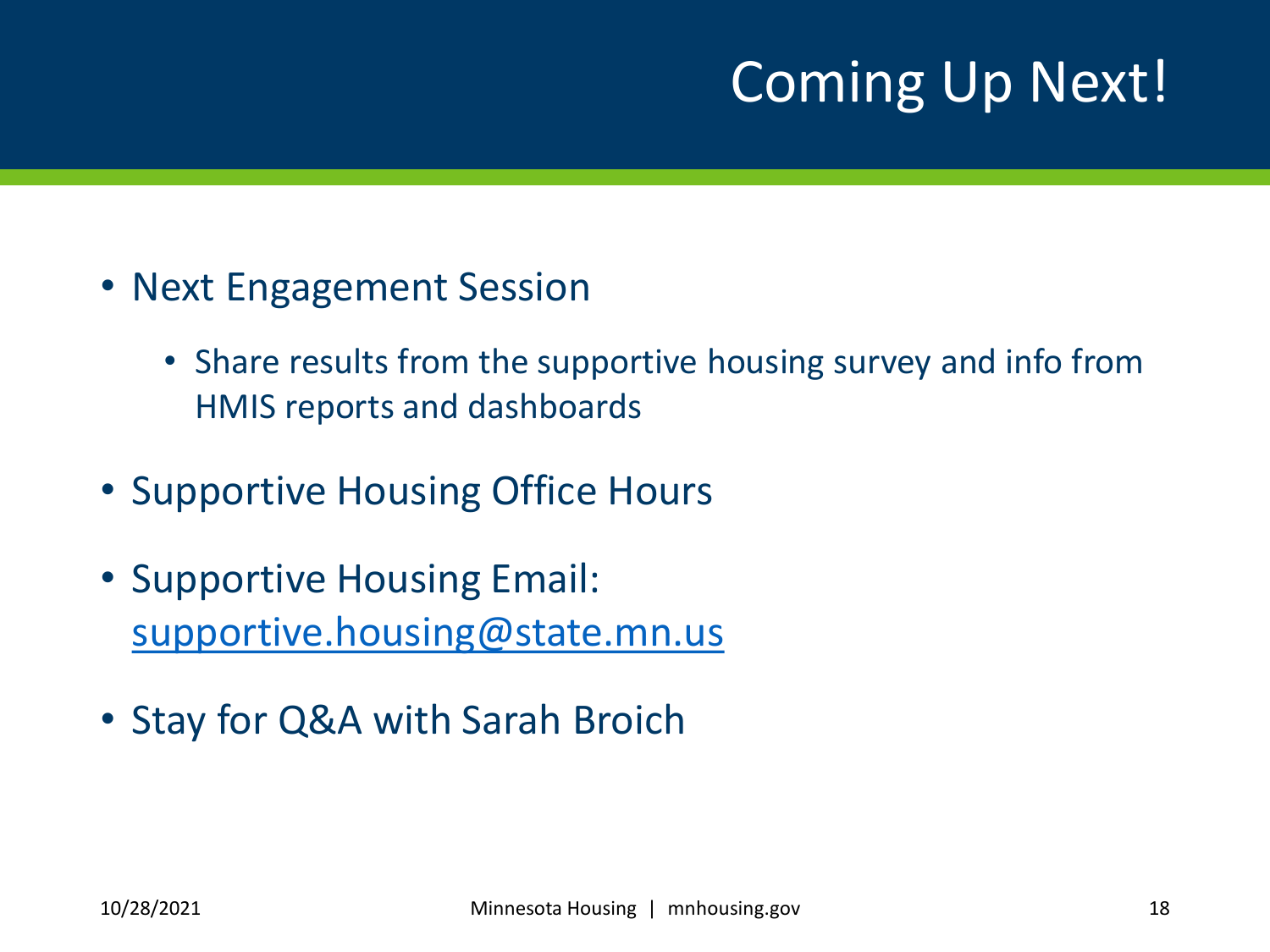# Coming Up Next!

- Next Engagement Session
  - Share results from the supportive housing survey and info from HMIS reports and dashboards
- Supportive Housing Office Hours
- Supportive Housing Email: supportive.housing@state.mn.us
- Stay for Q&A with Sarah Broich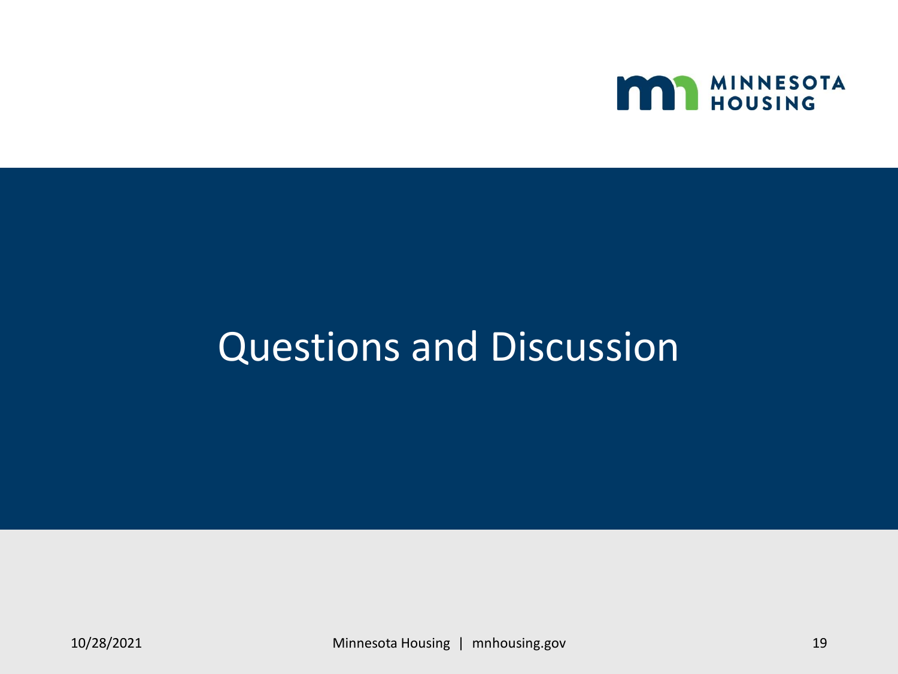# Questions and Discussion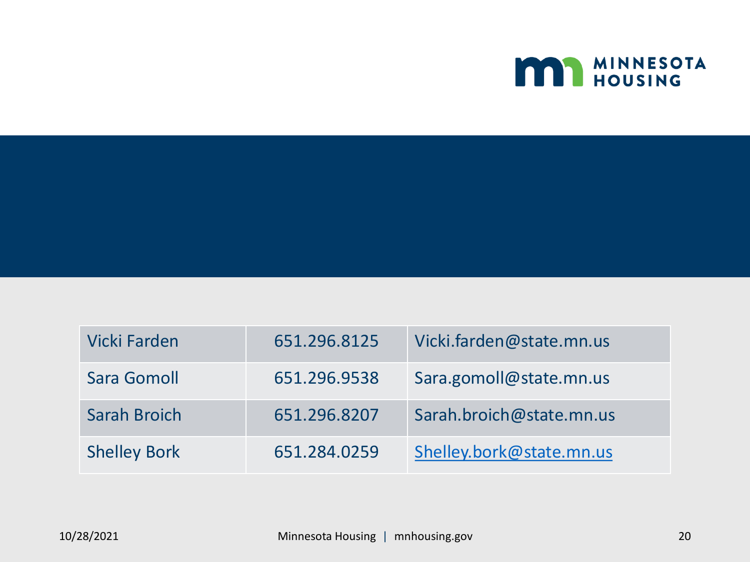| | | |
|---|---|---|
| Vicki Farden | 651.296.8125 | Vicki.farden@state.mn.us |
| Sara Gomoll | 651.296.9538 | Sara.gomoll@state.mn.us |
| Sarah Broich | 651.296.8207 | Sarah.broich@state.mn.us |
| Shelley Bork | 651.284.0259 | Shelley.bork@state.mn.us |